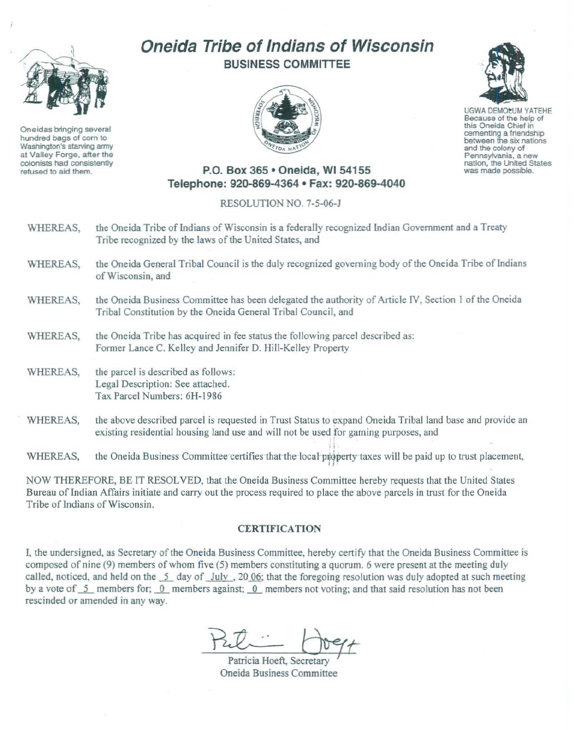# Oneida Tribe of Indians of Wisconsin

## BUSINESS COMMITTEE

Oneidas bringing several hundred bags of corn to Washington's starving army at Valley Forge, after the colonists had consistently refused to aid them.

UGWA DEMOLUM YATEHE
Because of the help of this Oneida Chief in cementing a friendship between the six nations and the colony of Pennsylvania, a new nation, the United States was made possible.

**P.O. Box 365 • Oneida, WI 54155**
**Telephone: 920-869-4364 • Fax: 920-869-4040**

RESOLUTION NO. 7-5-06-J

WHEREAS, the Oneida Tribe of Indians of Wisconsin is a federally recognized Indian Government and a Treaty Tribe recognized by the laws of the United States, and

WHEREAS, the Oneida General Tribal Council is the duly recognized governing body of the Oneida Tribe of Indians of Wisconsin, and

WHEREAS, the Oneida Business Committee has been delegated the authority of Article IV, Section 1 of the Oneida Tribal Constitution by the Oneida General Tribal Council, and

WHEREAS, the Oneida Tribe has acquired in fee status the following parcel described as:
Former Lance C. Kelley and Jennifer D. Hill-Kelley Property

WHEREAS, the parcel is described as follows:
Legal Description: See attached.
Tax Parcel Numbers: 6H-1986

WHEREAS, the above described parcel is requested in Trust Status to expand Oneida Tribal land base and provide an existing residential housing land use and will not be used for gaming purposes, and

WHEREAS, the Oneida Business Committee certifies that the local property taxes will be paid up to trust placement,

NOW THEREFORE, BE IT RESOLVED, that the Oneida Business Committee hereby requests that the United States Bureau of Indian Affairs initiate and carry out the process required to place the above parcels in trust for the Oneida Tribe of Indians of Wisconsin.

### CERTIFICATION

I, the undersigned, as Secretary of the Oneida Business Committee, hereby certify that the Oneida Business Committee is composed of nine (9) members of whom five (5) members constituting a quorum. 6 were present at the meeting duly called, noticed, and held on the 5 day of July, 2006; that the foregoing resolution was duly adopted at such meeting by a vote of 5 members for; 0 members against; 0 members not voting; and that said resolution has not been rescinded or amended in any way.

Patricia Hoeft, Secretary
Oneida Business Committee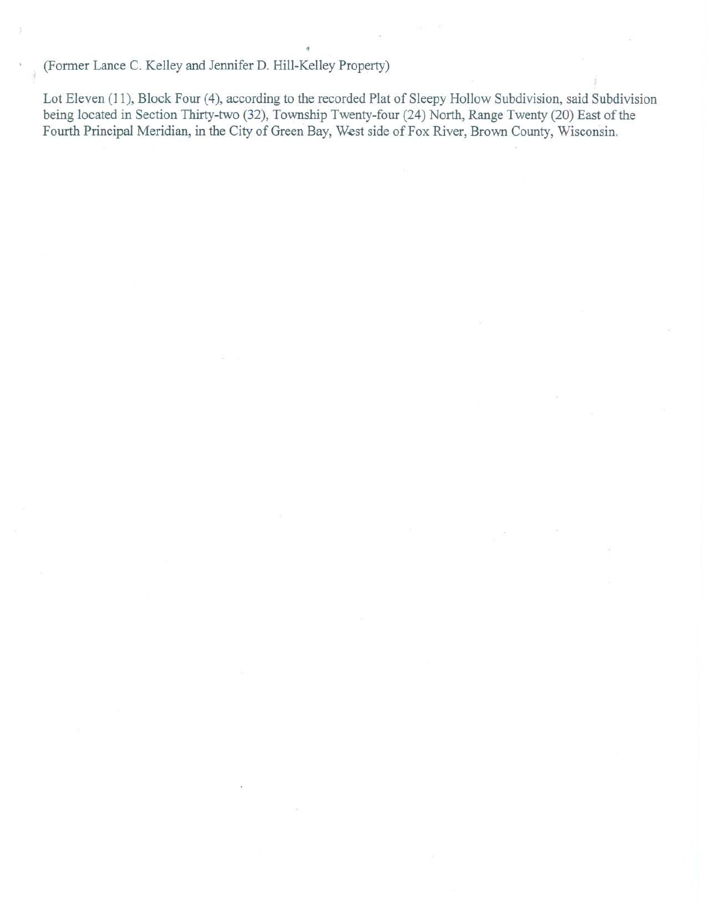(Former Lance C. Kelley and Jennifer D. Hill-Kelley Property)

Lot Eleven (11), Block Four (4), according to the recorded Plat of Sleepy Hollow Subdivision, said Subdivision being located in Section Thirty-two (32), Township Twenty-four (24) North, Range Twenty (20) East of the Fourth Principal Meridian, in the City of Green Bay, West side of Fox River, Brown County, Wisconsin.